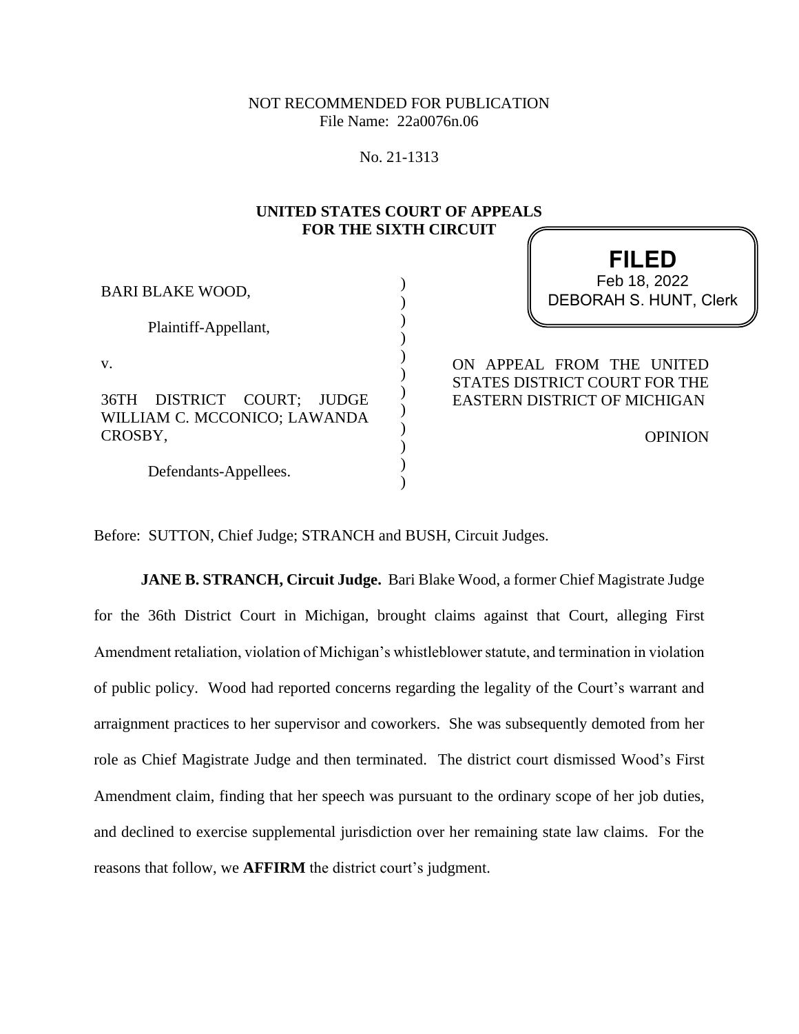NOT RECOMMENDED FOR PUBLICATION
File Name: 22a0076n.06

No. 21-1313

**UNITED STATES COURT OF APPEALS**
**FOR THE SIXTH CIRCUIT**

**FILED**
Feb 18, 2022
DEBORAH S. HUNT, Clerk

BARI BLAKE WOOD,

Plaintiff-Appellant,

v.

36TH DISTRICT COURT; JUDGE WILLIAM C. MCCONICO; LAWANDA CROSBY,

Defendants-Appellees.

ON APPEAL FROM THE UNITED STATES DISTRICT COURT FOR THE EASTERN DISTRICT OF MICHIGAN

OPINION

Before: SUTTON, Chief Judge; STRANCH and BUSH, Circuit Judges.

**JANE B. STRANCH, Circuit Judge.** Bari Blake Wood, a former Chief Magistrate Judge for the 36th District Court in Michigan, brought claims against that Court, alleging First Amendment retaliation, violation of Michigan's whistleblower statute, and termination in violation of public policy. Wood had reported concerns regarding the legality of the Court's warrant and arraignment practices to her supervisor and coworkers. She was subsequently demoted from her role as Chief Magistrate Judge and then terminated. The district court dismissed Wood's First Amendment claim, finding that her speech was pursuant to the ordinary scope of her job duties, and declined to exercise supplemental jurisdiction over her remaining state law claims. For the reasons that follow, we **AFFIRM** the district court's judgment.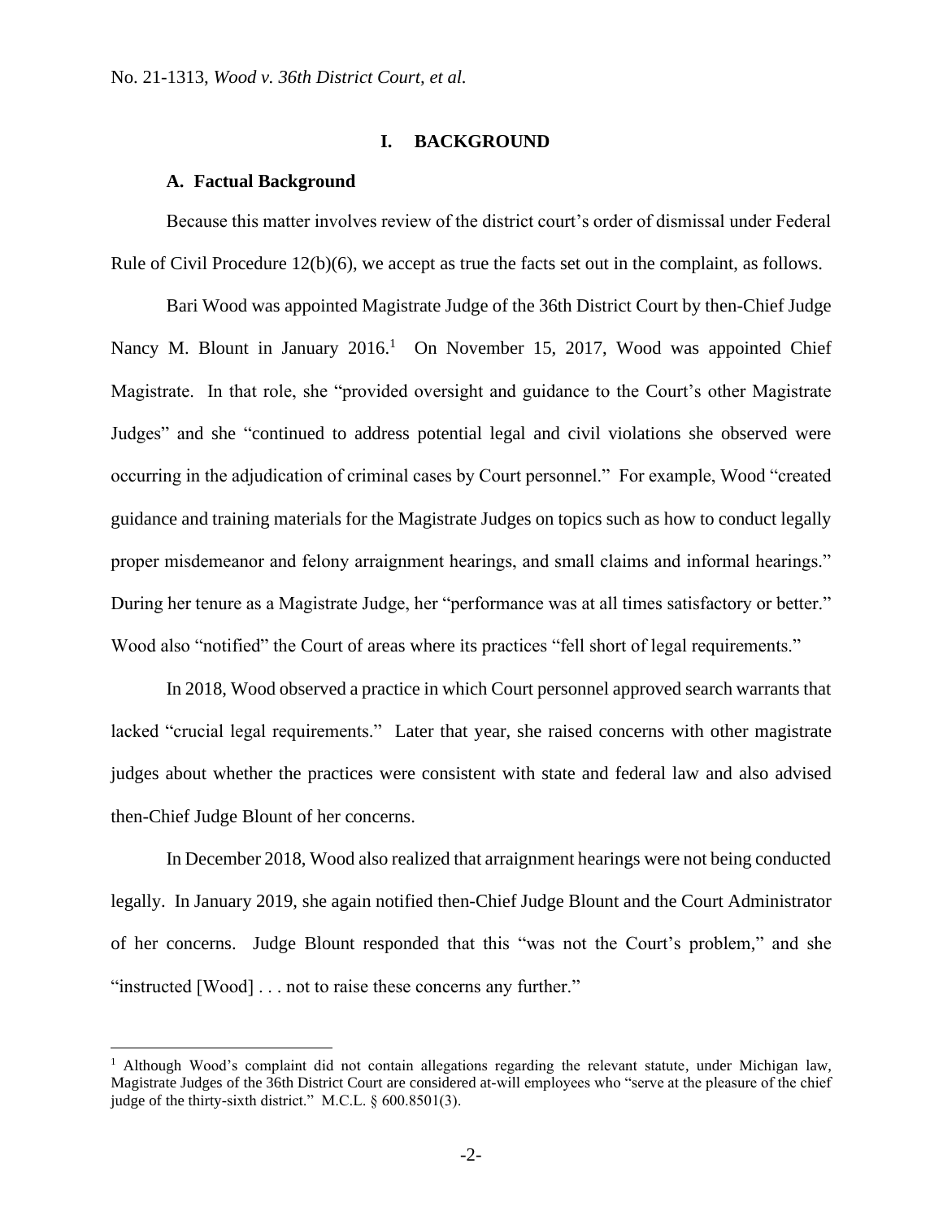# I. BACKGROUND

## A. Factual Background

Because this matter involves review of the district court's order of dismissal under Federal Rule of Civil Procedure 12(b)(6), we accept as true the facts set out in the complaint, as follows.

Bari Wood was appointed Magistrate Judge of the 36th District Court by then-Chief Judge Nancy M. Blount in January 2016.[1] On November 15, 2017, Wood was appointed Chief Magistrate. In that role, she "provided oversight and guidance to the Court's other Magistrate Judges" and she "continued to address potential legal and civil violations she observed were occurring in the adjudication of criminal cases by Court personnel." For example, Wood "created guidance and training materials for the Magistrate Judges on topics such as how to conduct legally proper misdemeanor and felony arraignment hearings, and small claims and informal hearings." During her tenure as a Magistrate Judge, her "performance was at all times satisfactory or better." Wood also "notified" the Court of areas where its practices "fell short of legal requirements."

In 2018, Wood observed a practice in which Court personnel approved search warrants that lacked "crucial legal requirements." Later that year, she raised concerns with other magistrate judges about whether the practices were consistent with state and federal law and also advised then-Chief Judge Blount of her concerns.

In December 2018, Wood also realized that arraignment hearings were not being conducted legally. In January 2019, she again notified then-Chief Judge Blount and the Court Administrator of her concerns. Judge Blount responded that this "was not the Court's problem," and she "instructed [Wood] . . . not to raise these concerns any further."

[1] Although Wood's complaint did not contain allegations regarding the relevant statute, under Michigan law, Magistrate Judges of the 36th District Court are considered at-will employees who "serve at the pleasure of the chief judge of the thirty-sixth district." M.C.L. § 600.8501(3).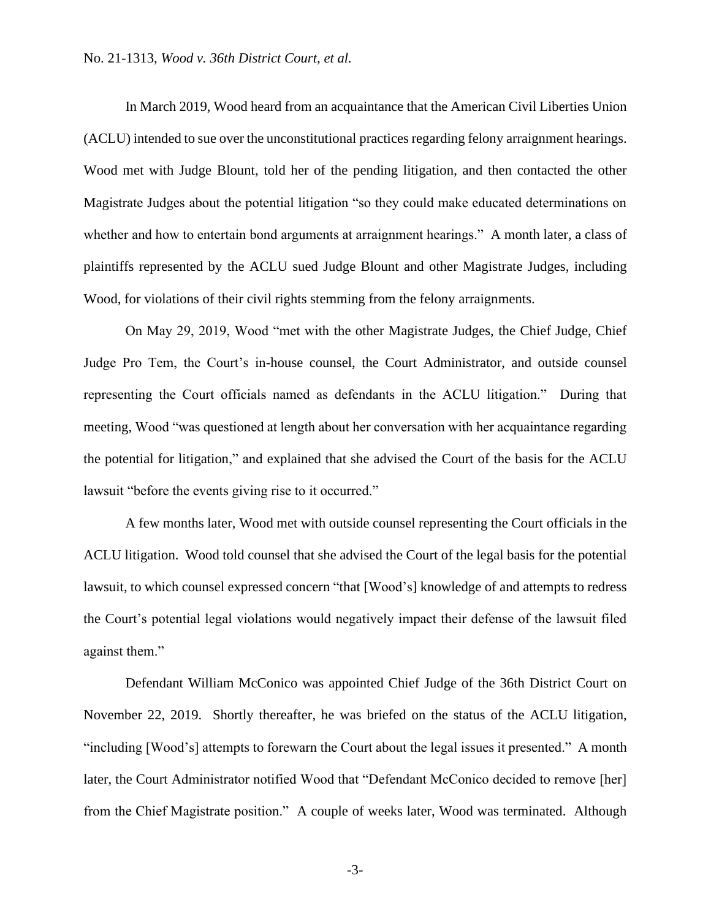In March 2019, Wood heard from an acquaintance that the American Civil Liberties Union (ACLU) intended to sue over the unconstitutional practices regarding felony arraignment hearings. Wood met with Judge Blount, told her of the pending litigation, and then contacted the other Magistrate Judges about the potential litigation "so they could make educated determinations on whether and how to entertain bond arguments at arraignment hearings." A month later, a class of plaintiffs represented by the ACLU sued Judge Blount and other Magistrate Judges, including Wood, for violations of their civil rights stemming from the felony arraignments.

On May 29, 2019, Wood "met with the other Magistrate Judges, the Chief Judge, Chief Judge Pro Tem, the Court's in-house counsel, the Court Administrator, and outside counsel representing the Court officials named as defendants in the ACLU litigation." During that meeting, Wood "was questioned at length about her conversation with her acquaintance regarding the potential for litigation," and explained that she advised the Court of the basis for the ACLU lawsuit "before the events giving rise to it occurred."

A few months later, Wood met with outside counsel representing the Court officials in the ACLU litigation. Wood told counsel that she advised the Court of the legal basis for the potential lawsuit, to which counsel expressed concern "that [Wood's] knowledge of and attempts to redress the Court's potential legal violations would negatively impact their defense of the lawsuit filed against them."

Defendant William McConico was appointed Chief Judge of the 36th District Court on November 22, 2019. Shortly thereafter, he was briefed on the status of the ACLU litigation, "including [Wood's] attempts to forewarn the Court about the legal issues it presented." A month later, the Court Administrator notified Wood that "Defendant McConico decided to remove [her] from the Chief Magistrate position." A couple of weeks later, Wood was terminated. Although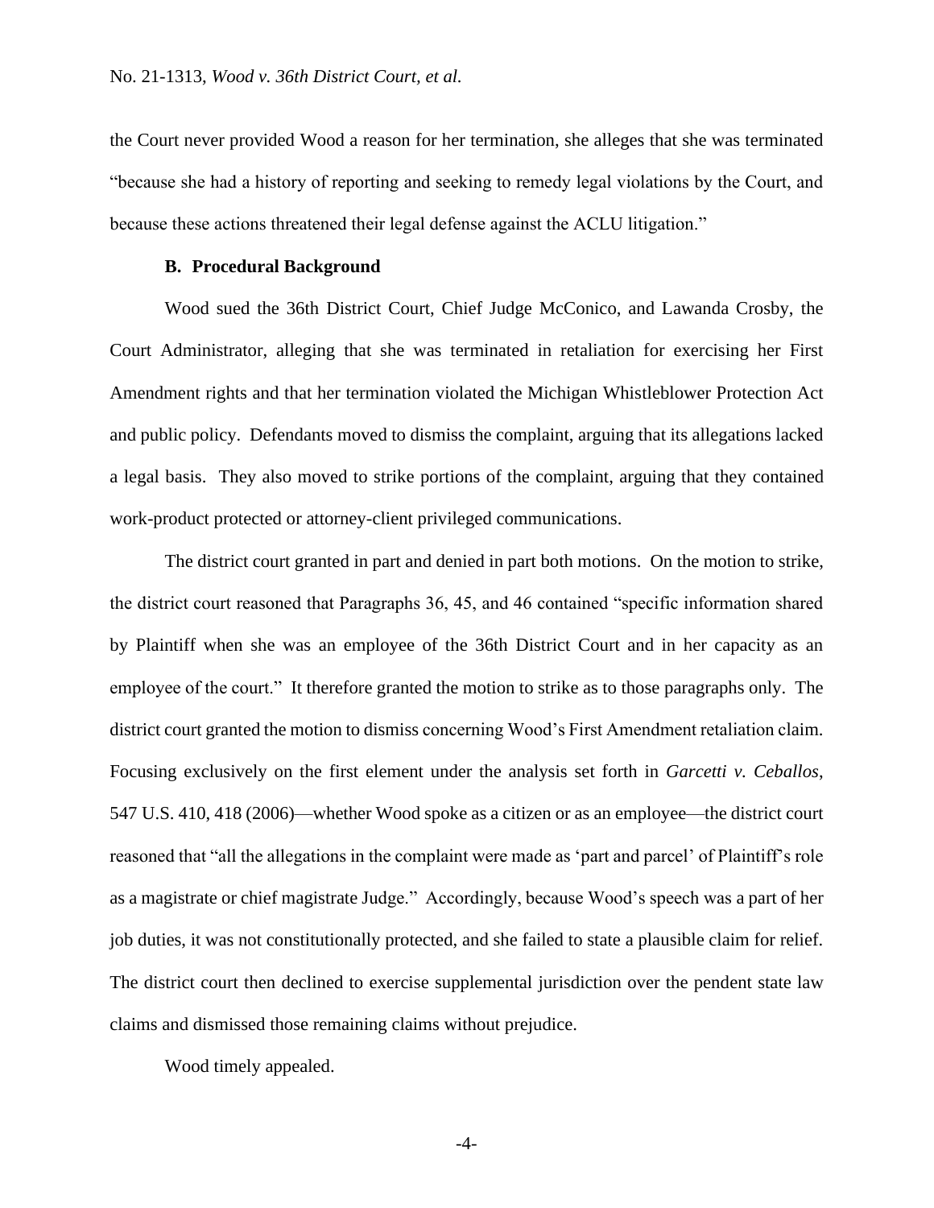the Court never provided Wood a reason for her termination, she alleges that she was terminated "because she had a history of reporting and seeking to remedy legal violations by the Court, and because these actions threatened their legal defense against the ACLU litigation."

### B. Procedural Background

Wood sued the 36th District Court, Chief Judge McConico, and Lawanda Crosby, the Court Administrator, alleging that she was terminated in retaliation for exercising her First Amendment rights and that her termination violated the Michigan Whistleblower Protection Act and public policy. Defendants moved to dismiss the complaint, arguing that its allegations lacked a legal basis. They also moved to strike portions of the complaint, arguing that they contained work-product protected or attorney-client privileged communications.

The district court granted in part and denied in part both motions. On the motion to strike, the district court reasoned that Paragraphs 36, 45, and 46 contained "specific information shared by Plaintiff when she was an employee of the 36th District Court and in her capacity as an employee of the court." It therefore granted the motion to strike as to those paragraphs only. The district court granted the motion to dismiss concerning Wood's First Amendment retaliation claim. Focusing exclusively on the first element under the analysis set forth in *Garcetti v. Ceballos*, 547 U.S. 410, 418 (2006)—whether Wood spoke as a citizen or as an employee—the district court reasoned that "all the allegations in the complaint were made as 'part and parcel' of Plaintiff's role as a magistrate or chief magistrate Judge." Accordingly, because Wood's speech was a part of her job duties, it was not constitutionally protected, and she failed to state a plausible claim for relief. The district court then declined to exercise supplemental jurisdiction over the pendent state law claims and dismissed those remaining claims without prejudice.

Wood timely appealed.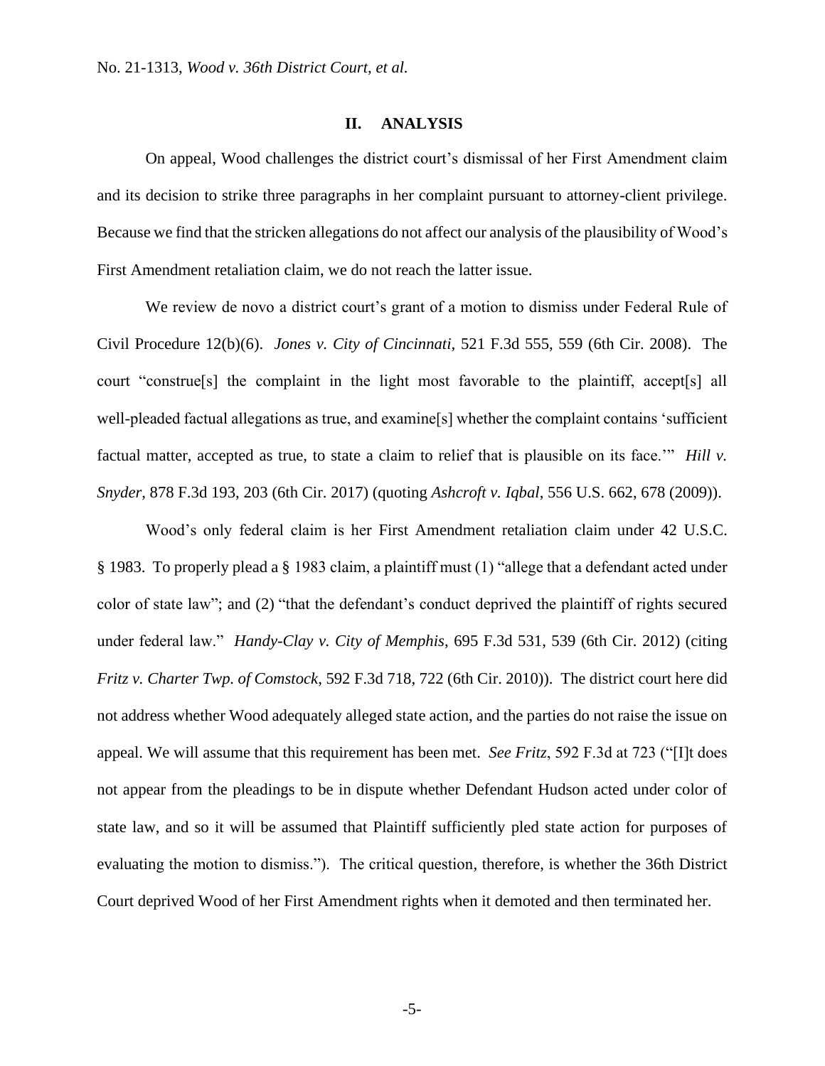## II. ANALYSIS

On appeal, Wood challenges the district court's dismissal of her First Amendment claim and its decision to strike three paragraphs in her complaint pursuant to attorney-client privilege. Because we find that the stricken allegations do not affect our analysis of the plausibility of Wood's First Amendment retaliation claim, we do not reach the latter issue.

We review de novo a district court's grant of a motion to dismiss under Federal Rule of Civil Procedure 12(b)(6). *Jones v. City of Cincinnati*, 521 F.3d 555, 559 (6th Cir. 2008). The court "construe[s] the complaint in the light most favorable to the plaintiff, accept[s] all well-pleaded factual allegations as true, and examine[s] whether the complaint contains 'sufficient factual matter, accepted as true, to state a claim to relief that is plausible on its face.'" *Hill v. Snyder*, 878 F.3d 193, 203 (6th Cir. 2017) (quoting *Ashcroft v. Iqbal*, 556 U.S. 662, 678 (2009)).

Wood's only federal claim is her First Amendment retaliation claim under 42 U.S.C. § 1983. To properly plead a § 1983 claim, a plaintiff must (1) "allege that a defendant acted under color of state law"; and (2) "that the defendant's conduct deprived the plaintiff of rights secured under federal law." *Handy-Clay v. City of Memphis*, 695 F.3d 531, 539 (6th Cir. 2012) (citing *Fritz v. Charter Twp. of Comstock*, 592 F.3d 718, 722 (6th Cir. 2010)). The district court here did not address whether Wood adequately alleged state action, and the parties do not raise the issue on appeal. We will assume that this requirement has been met. *See Fritz*, 592 F.3d at 723 ("[I]t does not appear from the pleadings to be in dispute whether Defendant Hudson acted under color of state law, and so it will be assumed that Plaintiff sufficiently pled state action for purposes of evaluating the motion to dismiss."). The critical question, therefore, is whether the 36th District Court deprived Wood of her First Amendment rights when it demoted and then terminated her.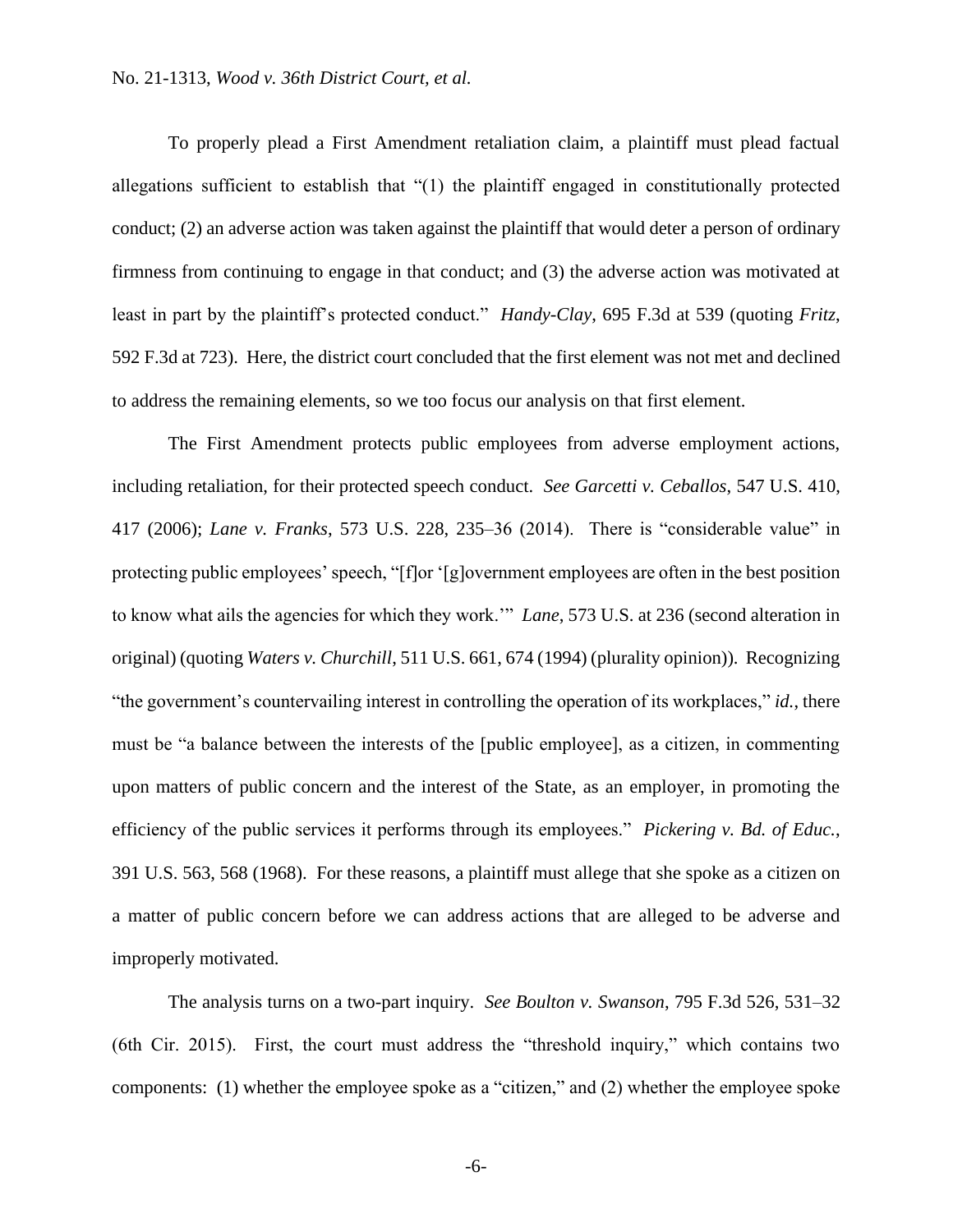To properly plead a First Amendment retaliation claim, a plaintiff must plead factual allegations sufficient to establish that "(1) the plaintiff engaged in constitutionally protected conduct; (2) an adverse action was taken against the plaintiff that would deter a person of ordinary firmness from continuing to engage in that conduct; and (3) the adverse action was motivated at least in part by the plaintiff's protected conduct." *Handy-Clay*, 695 F.3d at 539 (quoting *Fritz*, 592 F.3d at 723). Here, the district court concluded that the first element was not met and declined to address the remaining elements, so we too focus our analysis on that first element.

The First Amendment protects public employees from adverse employment actions, including retaliation, for their protected speech conduct. *See Garcetti v. Ceballos*, 547 U.S. 410, 417 (2006); *Lane v. Franks*, 573 U.S. 228, 235–36 (2014). There is "considerable value" in protecting public employees' speech, "[f]or '[g]overnment employees are often in the best position to know what ails the agencies for which they work.'" *Lane*, 573 U.S. at 236 (second alteration in original) (quoting *Waters v. Churchill*, 511 U.S. 661, 674 (1994) (plurality opinion)). Recognizing "the government's countervailing interest in controlling the operation of its workplaces," *id.*, there must be "a balance between the interests of the [public employee], as a citizen, in commenting upon matters of public concern and the interest of the State, as an employer, in promoting the efficiency of the public services it performs through its employees." *Pickering v. Bd. of Educ.*, 391 U.S. 563, 568 (1968). For these reasons, a plaintiff must allege that she spoke as a citizen on a matter of public concern before we can address actions that are alleged to be adverse and improperly motivated.

The analysis turns on a two-part inquiry. *See Boulton v. Swanson*, 795 F.3d 526, 531–32 (6th Cir. 2015). First, the court must address the "threshold inquiry," which contains two components: (1) whether the employee spoke as a "citizen," and (2) whether the employee spoke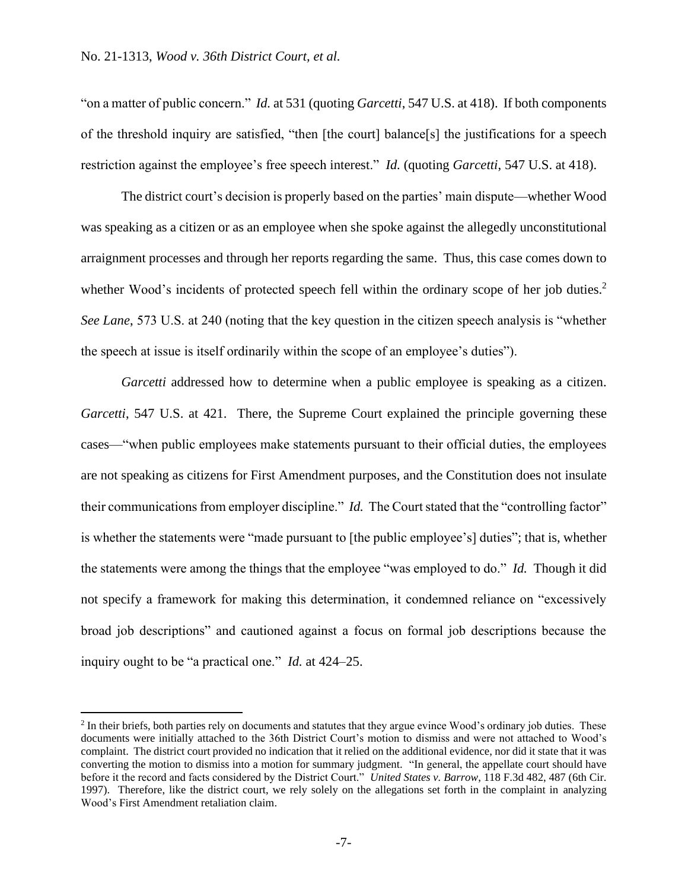"on a matter of public concern." *Id.* at 531 (quoting *Garcetti*, 547 U.S. at 418). If both components of the threshold inquiry are satisfied, "then [the court] balance[s] the justifications for a speech restriction against the employee's free speech interest." *Id.* (quoting *Garcetti*, 547 U.S. at 418).

The district court's decision is properly based on the parties' main dispute—whether Wood was speaking as a citizen or as an employee when she spoke against the allegedly unconstitutional arraignment processes and through her reports regarding the same. Thus, this case comes down to whether Wood's incidents of protected speech fell within the ordinary scope of her job duties.[2] *See Lane*, 573 U.S. at 240 (noting that the key question in the citizen speech analysis is "whether the speech at issue is itself ordinarily within the scope of an employee's duties").

*Garcetti* addressed how to determine when a public employee is speaking as a citizen. *Garcetti*, 547 U.S. at 421. There, the Supreme Court explained the principle governing these cases—"when public employees make statements pursuant to their official duties, the employees are not speaking as citizens for First Amendment purposes, and the Constitution does not insulate their communications from employer discipline." *Id.* The Court stated that the "controlling factor" is whether the statements were "made pursuant to [the public employee's] duties"; that is, whether the statements were among the things that the employee "was employed to do." *Id.* Though it did not specify a framework for making this determination, it condemned reliance on "excessively broad job descriptions" and cautioned against a focus on formal job descriptions because the inquiry ought to be "a practical one." *Id.* at 424–25.

---

[2] In their briefs, both parties rely on documents and statutes that they argue evince Wood's ordinary job duties. These documents were initially attached to the 36th District Court's motion to dismiss and were not attached to Wood's complaint. The district court provided no indication that it relied on the additional evidence, nor did it state that it was converting the motion to dismiss into a motion for summary judgment. "In general, the appellate court should have before it the record and facts considered by the District Court." *United States v. Barrow*, 118 F.3d 482, 487 (6th Cir. 1997). Therefore, like the district court, we rely solely on the allegations set forth in the complaint in analyzing Wood's First Amendment retaliation claim.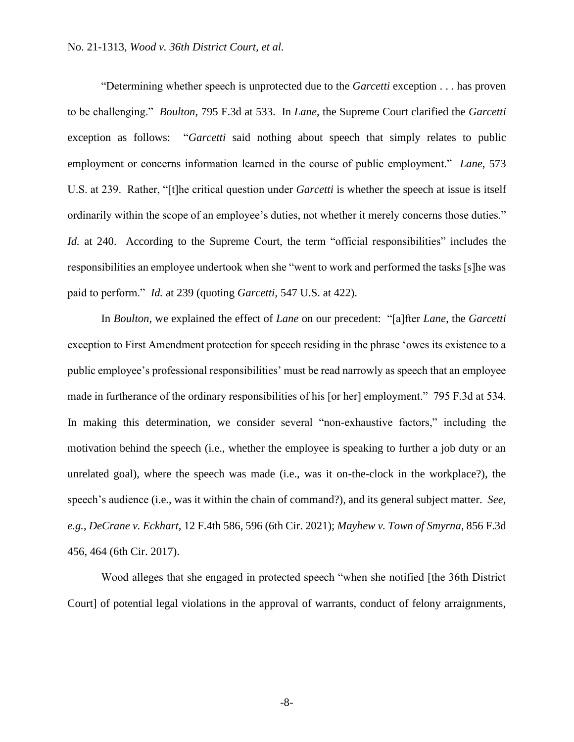"Determining whether speech is unprotected due to the *Garcetti* exception . . . has proven to be challenging." *Boulton*, 795 F.3d at 533. In *Lane*, the Supreme Court clarified the *Garcetti* exception as follows: "*Garcetti* said nothing about speech that simply relates to public employment or concerns information learned in the course of public employment." *Lane*, 573 U.S. at 239. Rather, "[t]he critical question under *Garcetti* is whether the speech at issue is itself ordinarily within the scope of an employee's duties, not whether it merely concerns those duties." *Id.* at 240. According to the Supreme Court, the term "official responsibilities" includes the responsibilities an employee undertook when she "went to work and performed the tasks [s]he was paid to perform." *Id.* at 239 (quoting *Garcetti*, 547 U.S. at 422).

In *Boulton*, we explained the effect of *Lane* on our precedent: "[a]fter *Lane*, the *Garcetti* exception to First Amendment protection for speech residing in the phrase 'owes its existence to a public employee's professional responsibilities' must be read narrowly as speech that an employee made in furtherance of the ordinary responsibilities of his [or her] employment." 795 F.3d at 534. In making this determination, we consider several "non-exhaustive factors," including the motivation behind the speech (i.e., whether the employee is speaking to further a job duty or an unrelated goal), where the speech was made (i.e., was it on-the-clock in the workplace?), the speech's audience (i.e., was it within the chain of command?), and its general subject matter. *See, e.g.*, *DeCrane v. Eckhart*, 12 F.4th 586, 596 (6th Cir. 2021); *Mayhew v. Town of Smyrna*, 856 F.3d 456, 464 (6th Cir. 2017).

Wood alleges that she engaged in protected speech "when she notified [the 36th District Court] of potential legal violations in the approval of warrants, conduct of felony arraignments,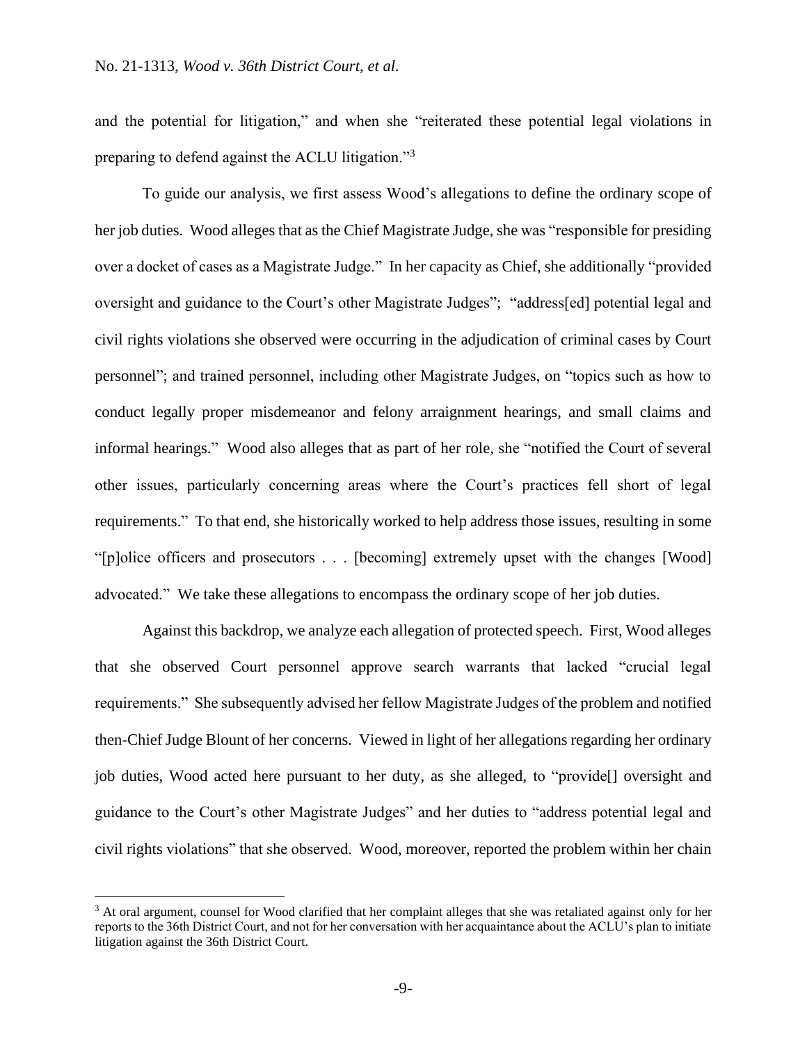and the potential for litigation," and when she "reiterated these potential legal violations in preparing to defend against the ACLU litigation."[3]

To guide our analysis, we first assess Wood's allegations to define the ordinary scope of her job duties. Wood alleges that as the Chief Magistrate Judge, she was "responsible for presiding over a docket of cases as a Magistrate Judge." In her capacity as Chief, she additionally "provided oversight and guidance to the Court's other Magistrate Judges"; "address[ed] potential legal and civil rights violations she observed were occurring in the adjudication of criminal cases by Court personnel"; and trained personnel, including other Magistrate Judges, on "topics such as how to conduct legally proper misdemeanor and felony arraignment hearings, and small claims and informal hearings." Wood also alleges that as part of her role, she "notified the Court of several other issues, particularly concerning areas where the Court's practices fell short of legal requirements." To that end, she historically worked to help address those issues, resulting in some "[p]olice officers and prosecutors . . . [becoming] extremely upset with the changes [Wood] advocated." We take these allegations to encompass the ordinary scope of her job duties.

Against this backdrop, we analyze each allegation of protected speech. First, Wood alleges that she observed Court personnel approve search warrants that lacked "crucial legal requirements." She subsequently advised her fellow Magistrate Judges of the problem and notified then-Chief Judge Blount of her concerns. Viewed in light of her allegations regarding her ordinary job duties, Wood acted here pursuant to her duty, as she alleged, to "provide[] oversight and guidance to the Court's other Magistrate Judges" and her duties to "address potential legal and civil rights violations" that she observed. Wood, moreover, reported the problem within her chain

[3] At oral argument, counsel for Wood clarified that her complaint alleges that she was retaliated against only for her reports to the 36th District Court, and not for her conversation with her acquaintance about the ACLU's plan to initiate litigation against the 36th District Court.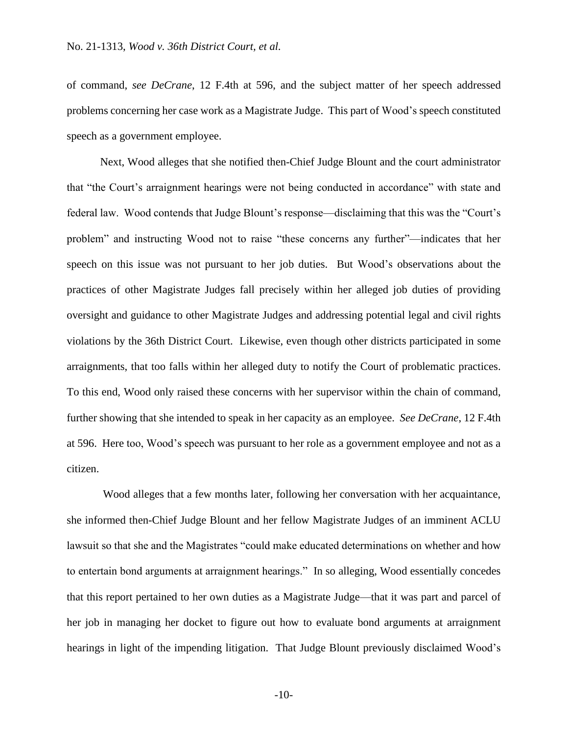of command, *see DeCrane*, 12 F.4th at 596, and the subject matter of her speech addressed problems concerning her case work as a Magistrate Judge. This part of Wood's speech constituted speech as a government employee.

Next, Wood alleges that she notified then-Chief Judge Blount and the court administrator that "the Court's arraignment hearings were not being conducted in accordance" with state and federal law. Wood contends that Judge Blount's response—disclaiming that this was the "Court's problem" and instructing Wood not to raise "these concerns any further"—indicates that her speech on this issue was not pursuant to her job duties. But Wood's observations about the practices of other Magistrate Judges fall precisely within her alleged job duties of providing oversight and guidance to other Magistrate Judges and addressing potential legal and civil rights violations by the 36th District Court. Likewise, even though other districts participated in some arraignments, that too falls within her alleged duty to notify the Court of problematic practices. To this end, Wood only raised these concerns with her supervisor within the chain of command, further showing that she intended to speak in her capacity as an employee. *See DeCrane*, 12 F.4th at 596. Here too, Wood's speech was pursuant to her role as a government employee and not as a citizen.

Wood alleges that a few months later, following her conversation with her acquaintance, she informed then-Chief Judge Blount and her fellow Magistrate Judges of an imminent ACLU lawsuit so that she and the Magistrates "could make educated determinations on whether and how to entertain bond arguments at arraignment hearings." In so alleging, Wood essentially concedes that this report pertained to her own duties as a Magistrate Judge—that it was part and parcel of her job in managing her docket to figure out how to evaluate bond arguments at arraignment hearings in light of the impending litigation. That Judge Blount previously disclaimed Wood's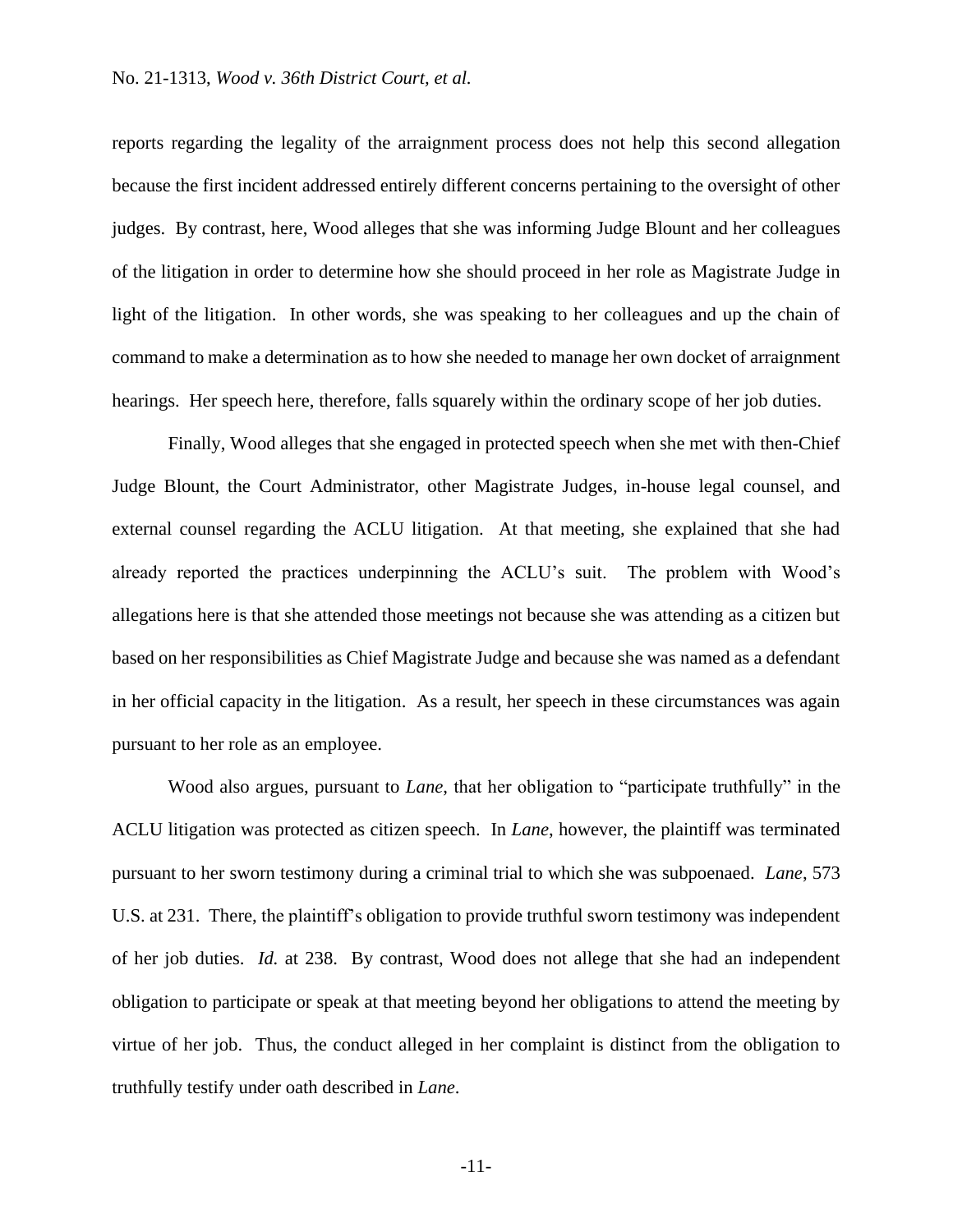reports regarding the legality of the arraignment process does not help this second allegation because the first incident addressed entirely different concerns pertaining to the oversight of other judges. By contrast, here, Wood alleges that she was informing Judge Blount and her colleagues of the litigation in order to determine how she should proceed in her role as Magistrate Judge in light of the litigation. In other words, she was speaking to her colleagues and up the chain of command to make a determination as to how she needed to manage her own docket of arraignment hearings. Her speech here, therefore, falls squarely within the ordinary scope of her job duties.

Finally, Wood alleges that she engaged in protected speech when she met with then-Chief Judge Blount, the Court Administrator, other Magistrate Judges, in-house legal counsel, and external counsel regarding the ACLU litigation. At that meeting, she explained that she had already reported the practices underpinning the ACLU's suit. The problem with Wood's allegations here is that she attended those meetings not because she was attending as a citizen but based on her responsibilities as Chief Magistrate Judge and because she was named as a defendant in her official capacity in the litigation. As a result, her speech in these circumstances was again pursuant to her role as an employee.

Wood also argues, pursuant to *Lane*, that her obligation to "participate truthfully" in the ACLU litigation was protected as citizen speech. In *Lane*, however, the plaintiff was terminated pursuant to her sworn testimony during a criminal trial to which she was subpoenaed. *Lane*, 573 U.S. at 231. There, the plaintiff's obligation to provide truthful sworn testimony was independent of her job duties. *Id.* at 238. By contrast, Wood does not allege that she had an independent obligation to participate or speak at that meeting beyond her obligations to attend the meeting by virtue of her job. Thus, the conduct alleged in her complaint is distinct from the obligation to truthfully testify under oath described in *Lane*.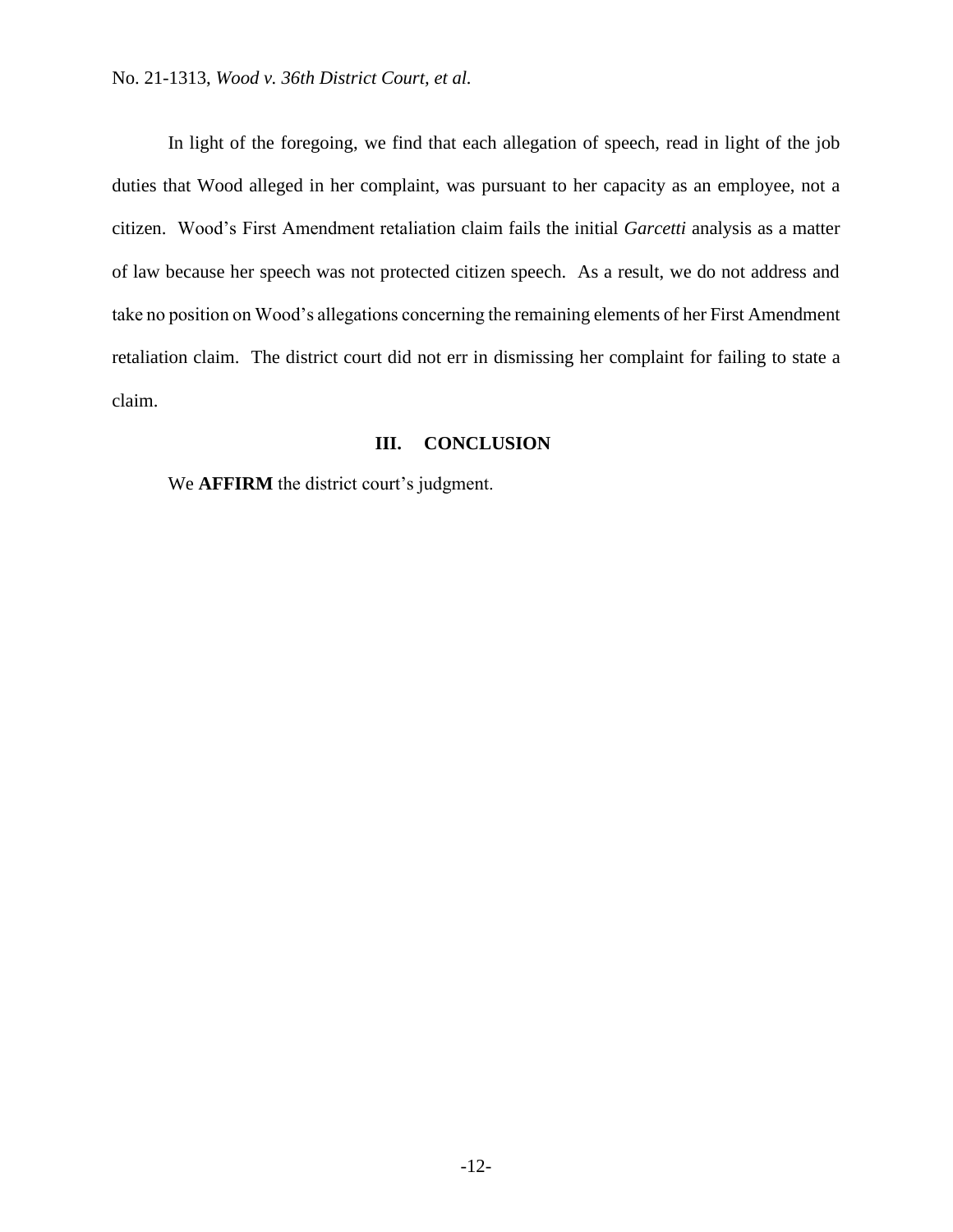In light of the foregoing, we find that each allegation of speech, read in light of the job duties that Wood alleged in her complaint, was pursuant to her capacity as an employee, not a citizen. Wood's First Amendment retaliation claim fails the initial *Garcetti* analysis as a matter of law because her speech was not protected citizen speech. As a result, we do not address and take no position on Wood's allegations concerning the remaining elements of her First Amendment retaliation claim. The district court did not err in dismissing her complaint for failing to state a claim.

## III. CONCLUSION

We **AFFIRM** the district court's judgment.